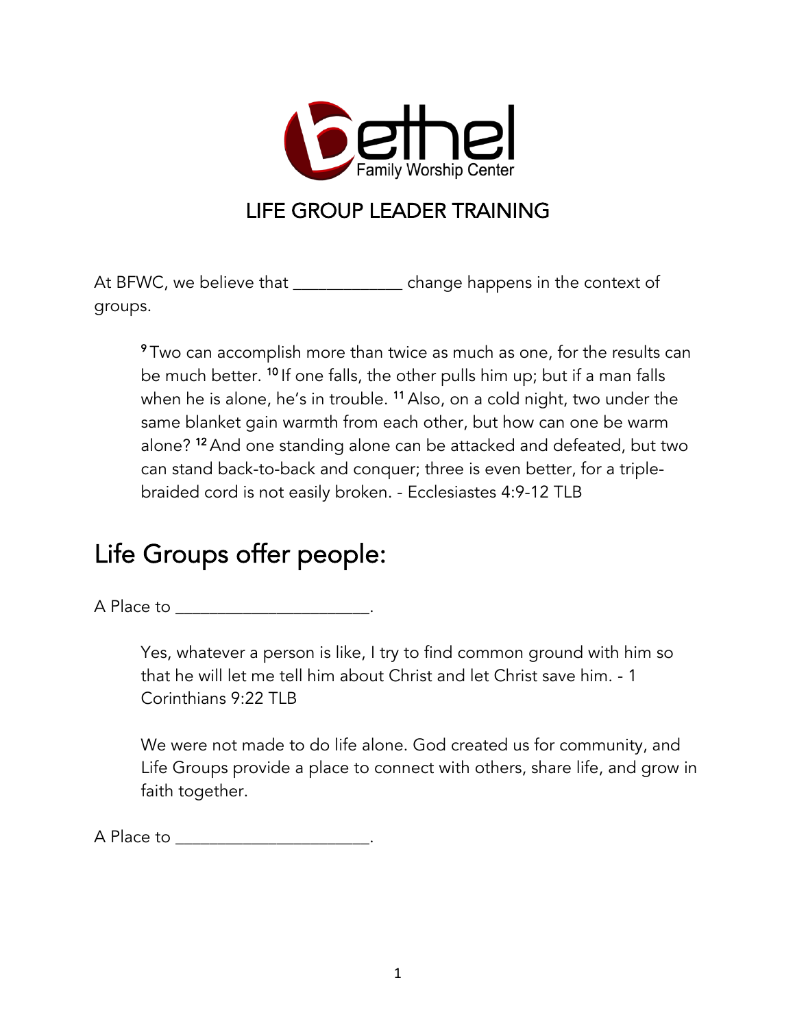Bethel Family Worship Center

# LIFE GROUP LEADER TRAINING

At BFWC, we believe that ____________ change happens in the context of groups.

> [9] Two can accomplish more than twice as much as one, for the results can be much better. [10] If one falls, the other pulls him up; but if a man falls when he is alone, he's in trouble. [11] Also, on a cold night, two under the same blanket gain warmth from each other, but how can one be warm alone? [12] And one standing alone can be attacked and defeated, but two can stand back-to-back and conquer; three is even better, for a triple-braided cord is not easily broken. - Ecclesiastes 4:9-12 TLB

## Life Groups offer people:

A Place to ______________________.

> Yes, whatever a person is like, I try to find common ground with him so that he will let me tell him about Christ and let Christ save him. - 1 Corinthians 9:22 TLB

> We were not made to do life alone. God created us for community, and Life Groups provide a place to connect with others, share life, and grow in faith together.

A Place to ______________________.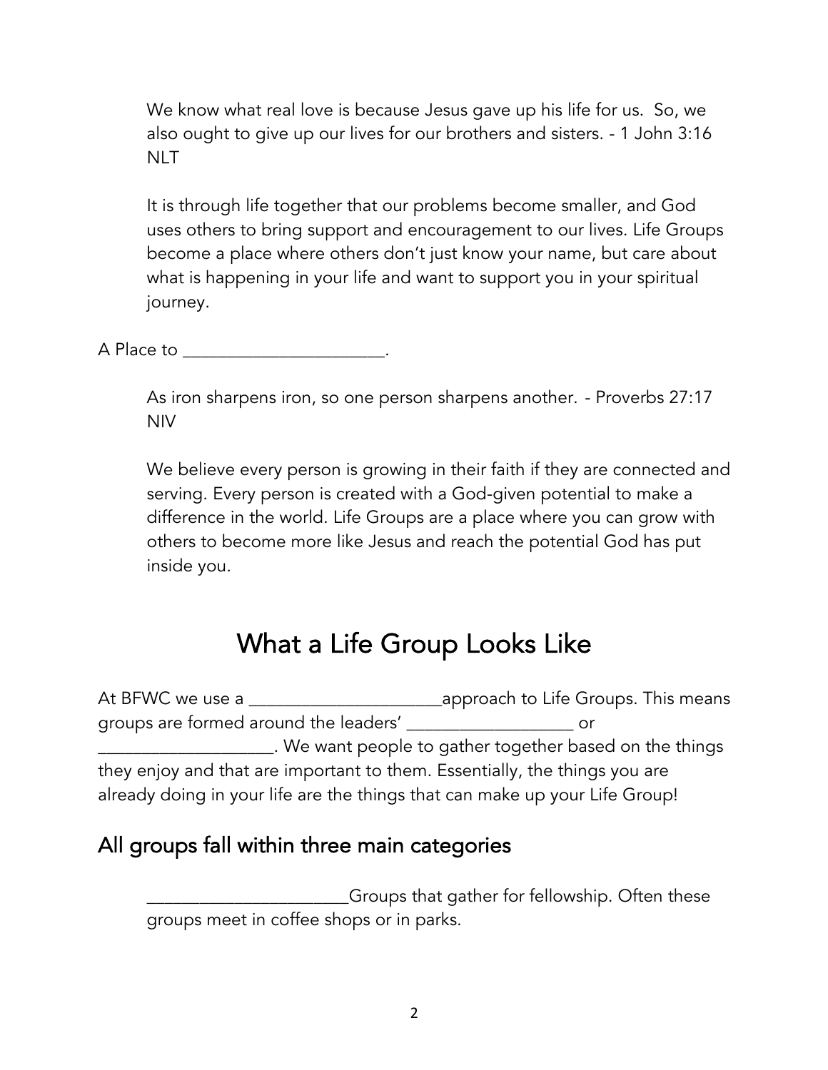We know what real love is because Jesus gave up his life for us. So, we also ought to give up our lives for our brothers and sisters. - 1 John 3:16 NLT

It is through life together that our problems become smaller, and God uses others to bring support and encouragement to our lives. Life Groups become a place where others don't just know your name, but care about what is happening in your life and want to support you in your spiritual journey.

A Place to ______________________.

As iron sharpens iron, so one person sharpens another. - Proverbs 27:17 NIV

We believe every person is growing in their faith if they are connected and serving. Every person is created with a God-given potential to make a difference in the world. Life Groups are a place where you can grow with others to become more like Jesus and reach the potential God has put inside you.

# What a Life Group Looks Like

At BFWC we use a _____________________approach to Life Groups. This means groups are formed around the leaders' __________________ or ___________________. We want people to gather together based on the things they enjoy and that are important to them. Essentially, the things you are already doing in your life are the things that can make up your Life Group!

## All groups fall within three main categories

______________________Groups that gather for fellowship. Often these groups meet in coffee shops or in parks.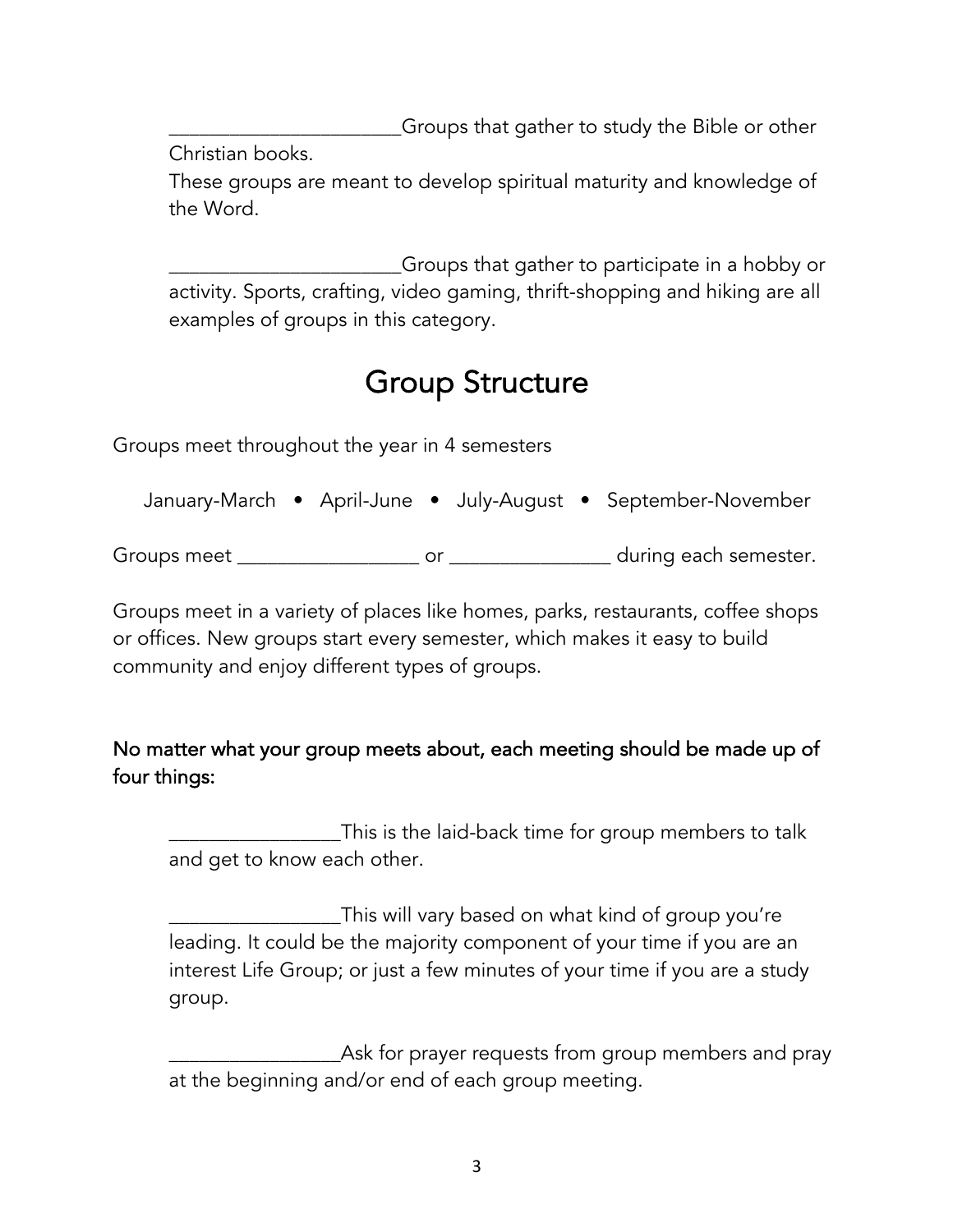______________________Groups that gather to study the Bible or other Christian books.
These groups are meant to develop spiritual maturity and knowledge of the Word.

______________________Groups that gather to participate in a hobby or activity. Sports, crafting, video gaming, thrift-shopping and hiking are all examples of groups in this category.

# Group Structure

Groups meet throughout the year in 4 semesters

January-March • April-June • July-August • September-November

Groups meet _________________ or _______________ during each semester.

Groups meet in a variety of places like homes, parks, restaurants, coffee shops or offices. New groups start every semester, which makes it easy to build community and enjoy different types of groups.

**No matter what your group meets about, each meeting should be made up of four things:**

________________This is the laid-back time for group members to talk and get to know each other.

________________This will vary based on what kind of group you're leading. It could be the majority component of your time if you are an interest Life Group; or just a few minutes of your time if you are a study group.

________________Ask for prayer requests from group members and pray at the beginning and/or end of each group meeting.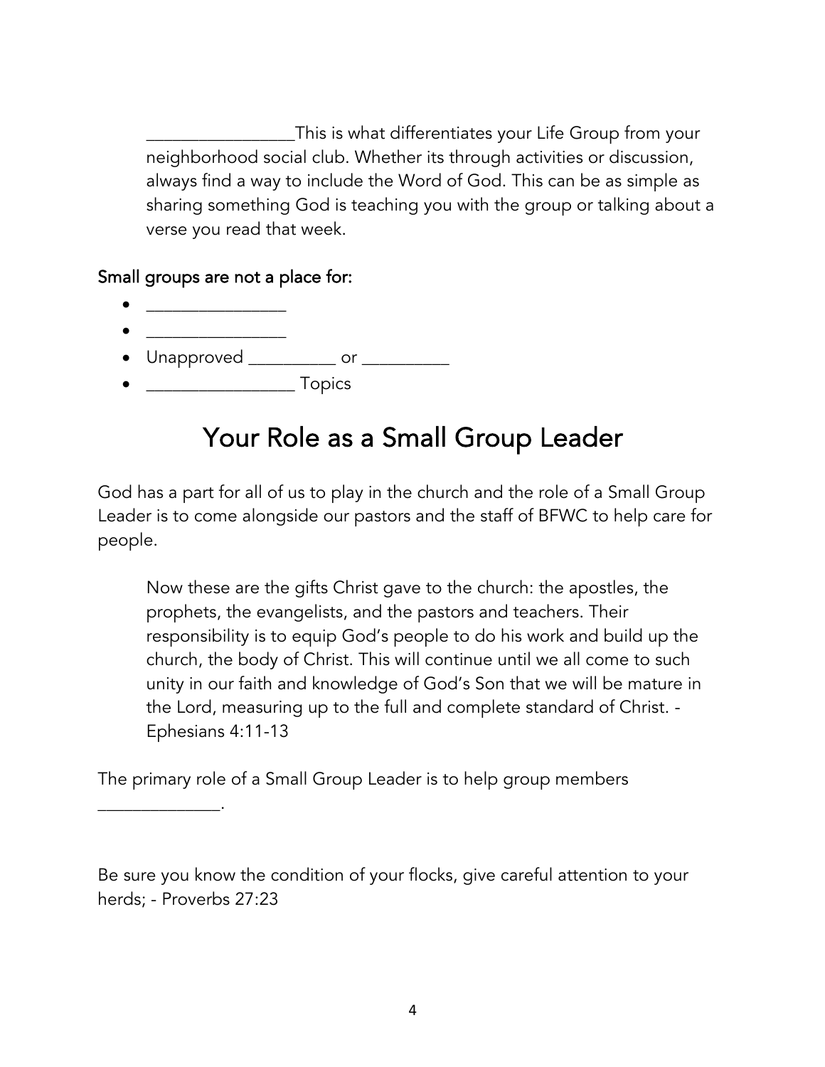________________This is what differentiates your Life Group from your neighborhood social club. Whether its through activities or discussion, always find a way to include the Word of God. This can be as simple as sharing something God is teaching you with the group or talking about a verse you read that week.

**Small groups are not a place for:**

- _______________
- _______________
- Unapproved _________ or _________
- ________________ Topics

# Your Role as a Small Group Leader

God has a part for all of us to play in the church and the role of a Small Group Leader is to come alongside our pastors and the staff of BFWC to help care for people.

> Now these are the gifts Christ gave to the church: the apostles, the prophets, the evangelists, and the pastors and teachers. Their responsibility is to equip God's people to do his work and build up the church, the body of Christ. This will continue until we all come to such unity in our faith and knowledge of God's Son that we will be mature in the Lord, measuring up to the full and complete standard of Christ. - Ephesians 4:11-13

The primary role of a Small Group Leader is to help group members _____________.

Be sure you know the condition of your flocks, give careful attention to your herds; - Proverbs 27:23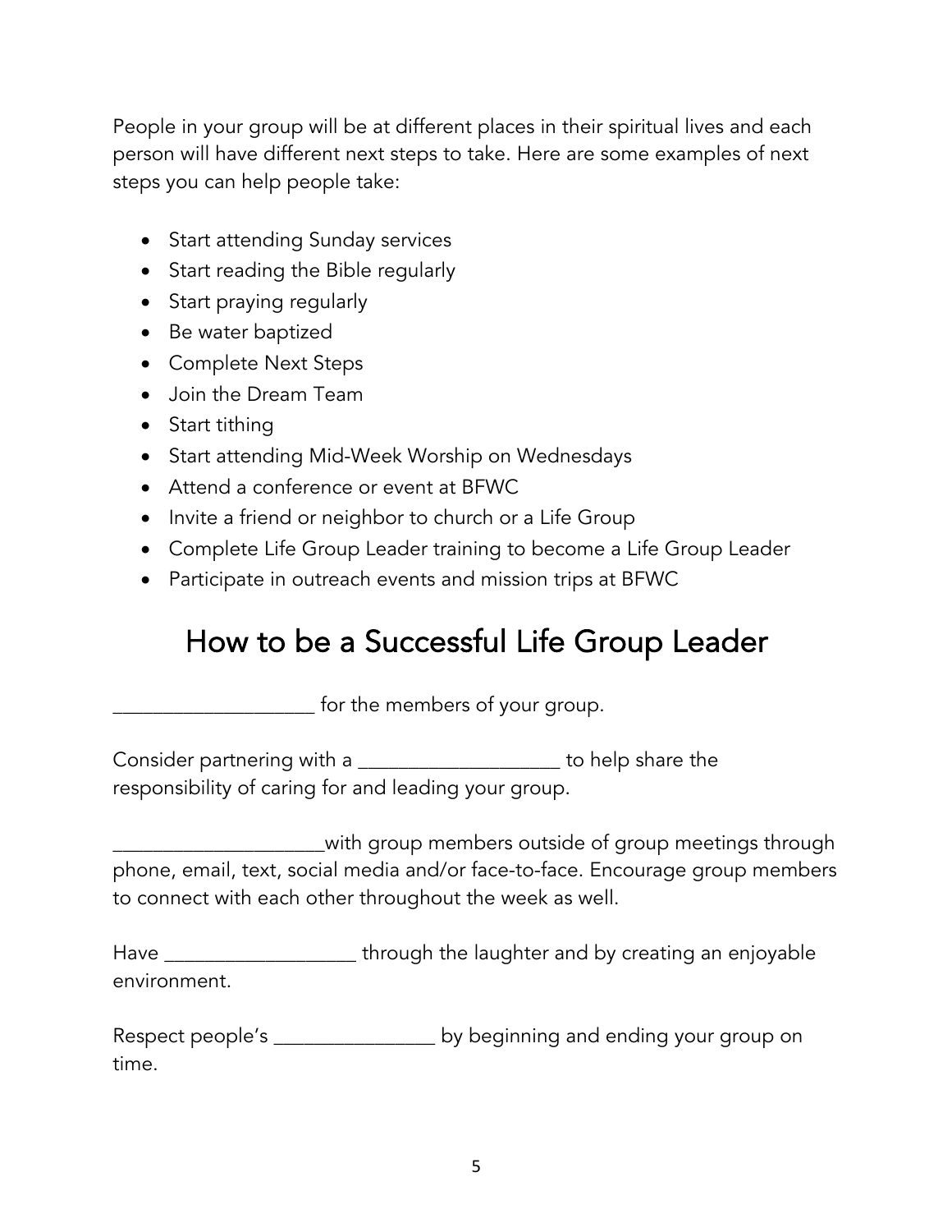People in your group will be at different places in their spiritual lives and each person will have different next steps to take. Here are some examples of next steps you can help people take:

- Start attending Sunday services
- Start reading the Bible regularly
- Start praying regularly
- Be water baptized
- Complete Next Steps
- Join the Dream Team
- Start tithing
- Start attending Mid-Week Worship on Wednesdays
- Attend a conference or event at BFWC
- Invite a friend or neighbor to church or a Life Group
- Complete Life Group Leader training to become a Life Group Leader
- Participate in outreach events and mission trips at BFWC

# How to be a Successful Life Group Leader

___________________ for the members of your group.

Consider partnering with a ___________________ to help share the responsibility of caring for and leading your group.

____________________with group members outside of group meetings through phone, email, text, social media and/or face-to-face. Encourage group members to connect with each other throughout the week as well.

Have __________________ through the laughter and by creating an enjoyable environment.

Respect people's _______________ by beginning and ending your group on time.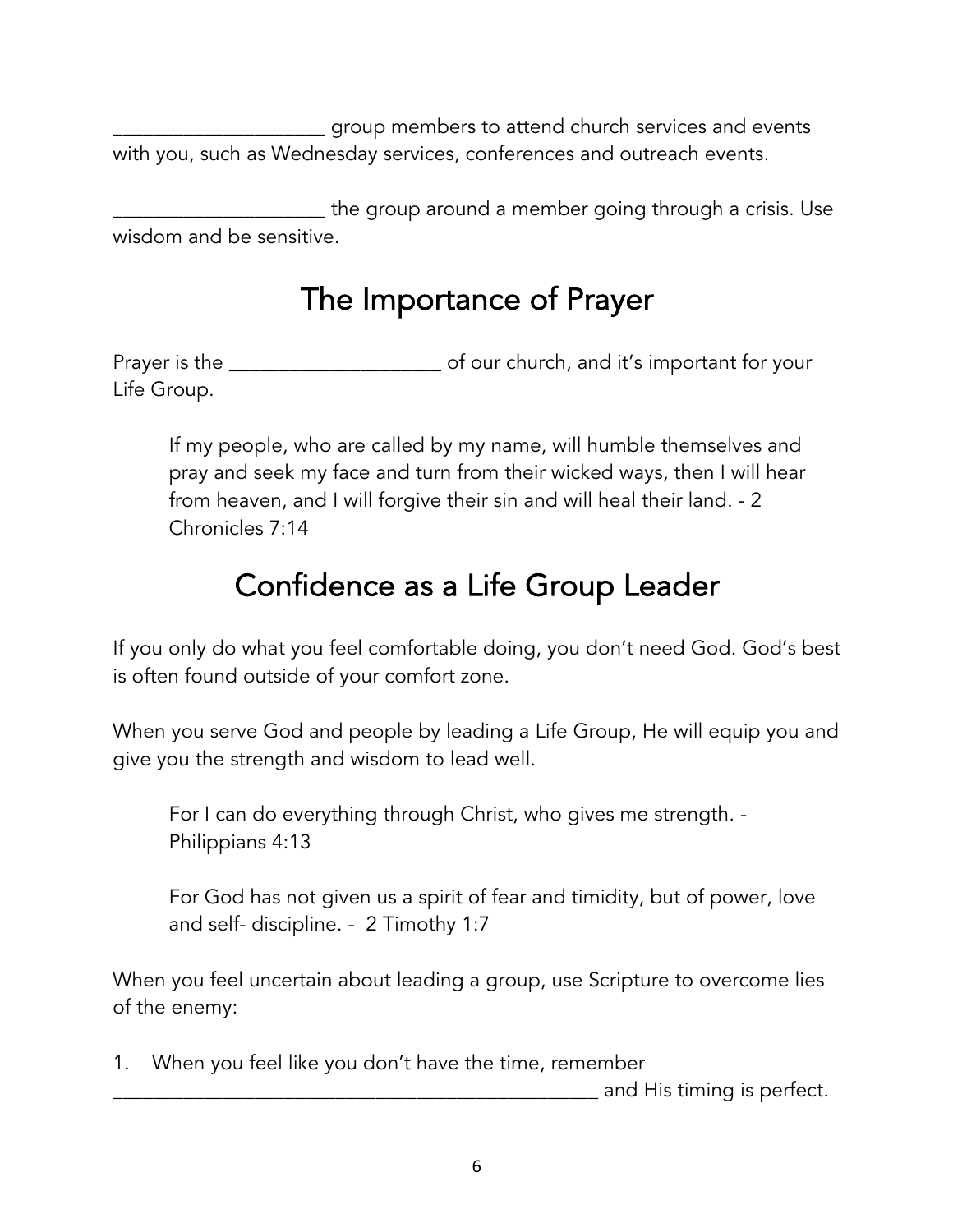____________________ group members to attend church services and events with you, such as Wednesday services, conferences and outreach events.

____________________ the group around a member going through a crisis. Use wisdom and be sensitive.

## The Importance of Prayer

Prayer is the ____________________ of our church, and it's important for your Life Group.

> If my people, who are called by my name, will humble themselves and pray and seek my face and turn from their wicked ways, then I will hear from heaven, and I will forgive their sin and will heal their land. - 2 Chronicles 7:14

## Confidence as a Life Group Leader

If you only do what you feel comfortable doing, you don't need God. God's best is often found outside of your comfort zone.

When you serve God and people by leading a Life Group, He will equip you and give you the strength and wisdom to lead well.

> For I can do everything through Christ, who gives me strength. - Philippians 4:13

> For God has not given us a spirit of fear and timidity, but of power, love and self- discipline. - 2 Timothy 1:7

When you feel uncertain about leading a group, use Scripture to overcome lies of the enemy:

1. When you feel like you don't have the time, remember ______________________________________________ and His timing is perfect.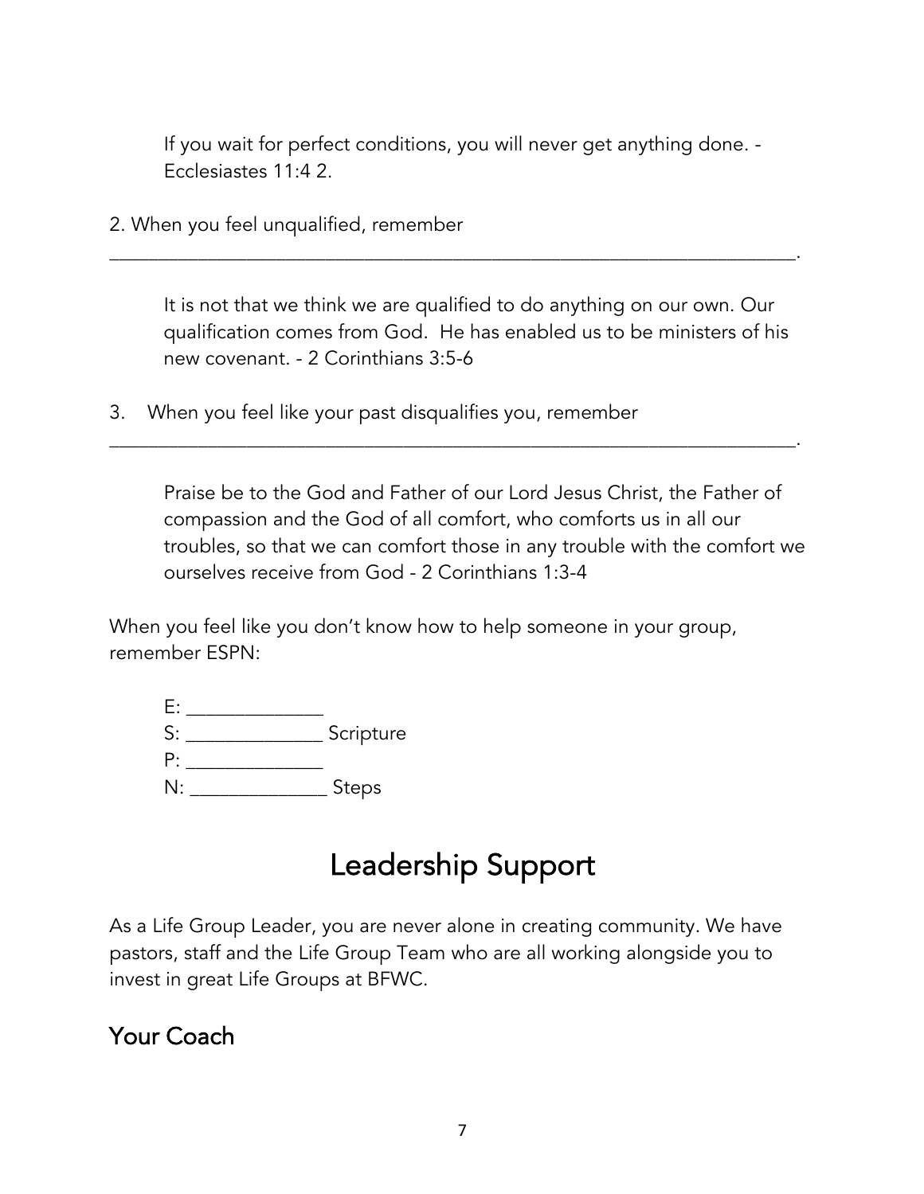> If you wait for perfect conditions, you will never get anything done. - Ecclesiastes 11:4 2.

2. When you feel unqualified, remember _______________________________________________________________________.

> It is not that we think we are qualified to do anything on our own. Our qualification comes from God. He has enabled us to be ministers of his new covenant. - 2 Corinthians 3:5-6

3. When you feel like your past disqualifies you, remember _______________________________________________________________________.

> Praise be to the God and Father of our Lord Jesus Christ, the Father of compassion and the God of all comfort, who comforts us in all our troubles, so that we can comfort those in any trouble with the comfort we ourselves receive from God - 2 Corinthians 1:3-4

When you feel like you don't know how to help someone in your group, remember ESPN:

E: ______________
S: ______________ Scripture
P: ______________
N: ______________ Steps

# Leadership Support

As a Life Group Leader, you are never alone in creating community. We have pastors, staff and the Life Group Team who are all working alongside you to invest in great Life Groups at BFWC.

## Your Coach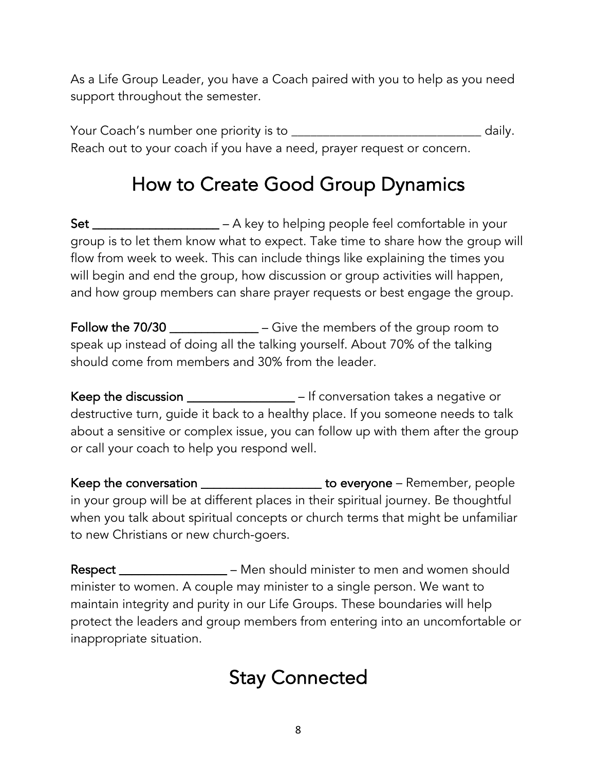As a Life Group Leader, you have a Coach paired with you to help as you need support throughout the semester.

Your Coach's number one priority is to ____________________________ daily. Reach out to your coach if you have a need, prayer request or concern.

# How to Create Good Group Dynamics

**Set ________________** – A key to helping people feel comfortable in your group is to let them know what to expect. Take time to share how the group will flow from week to week. This can include things like explaining the times you will begin and end the group, how discussion or group activities will happen, and how group members can share prayer requests or best engage the group.

**Follow the 70/30 ___________** – Give the members of the group room to speak up instead of doing all the talking yourself. About 70% of the talking should come from members and 30% from the leader.

**Keep the discussion ______________** – If conversation takes a negative or destructive turn, guide it back to a healthy place. If you someone needs to talk about a sensitive or complex issue, you can follow up with them after the group or call your coach to help you respond well.

**Keep the conversation ________________ to everyone** – Remember, people in your group will be at different places in their spiritual journey. Be thoughtful when you talk about spiritual concepts or church terms that might be unfamiliar to new Christians or new church-goers.

**Respect ______________** – Men should minister to men and women should minister to women. A couple may minister to a single person. We want to maintain integrity and purity in our Life Groups. These boundaries will help protect the leaders and group members from entering into an uncomfortable or inappropriate situation.

# Stay Connected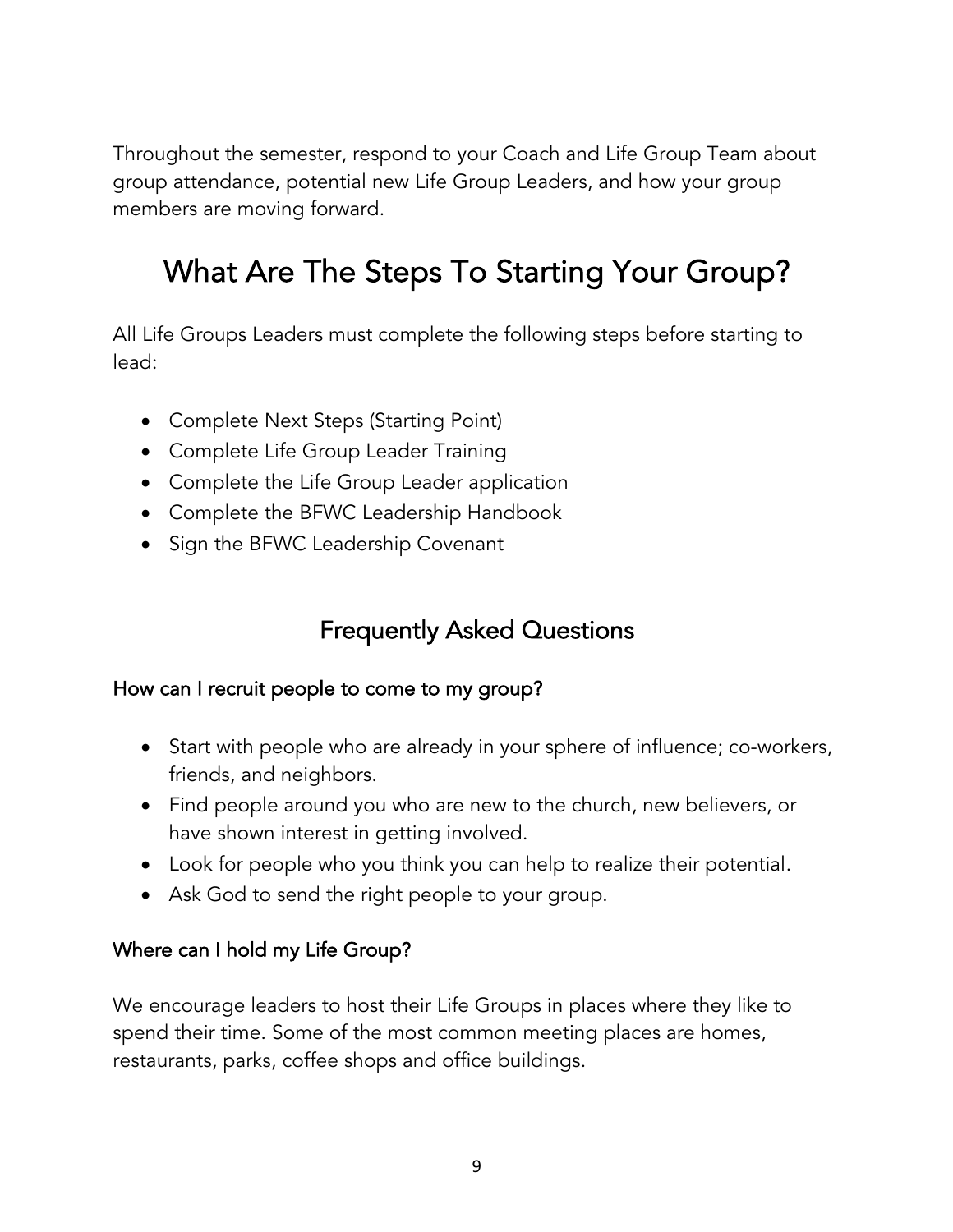Throughout the semester, respond to your Coach and Life Group Team about group attendance, potential new Life Group Leaders, and how your group members are moving forward.

# What Are The Steps To Starting Your Group?

All Life Groups Leaders must complete the following steps before starting to lead:

- Complete Next Steps (Starting Point)
- Complete Life Group Leader Training
- Complete the Life Group Leader application
- Complete the BFWC Leadership Handbook
- Sign the BFWC Leadership Covenant

## Frequently Asked Questions

### How can I recruit people to come to my group?

- Start with people who are already in your sphere of influence; co-workers, friends, and neighbors.
- Find people around you who are new to the church, new believers, or have shown interest in getting involved.
- Look for people who you think you can help to realize their potential.
- Ask God to send the right people to your group.

### Where can I hold my Life Group?

We encourage leaders to host their Life Groups in places where they like to spend their time. Some of the most common meeting places are homes, restaurants, parks, coffee shops and office buildings.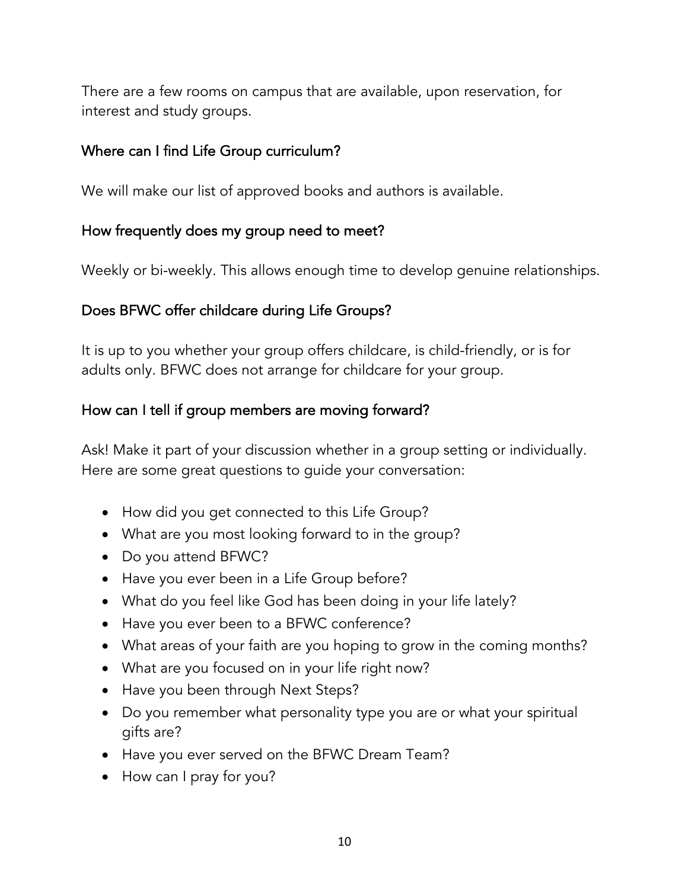There are a few rooms on campus that are available, upon reservation, for interest and study groups.

### Where can I find Life Group curriculum?

We will make our list of approved books and authors is available.

### How frequently does my group need to meet?

Weekly or bi-weekly. This allows enough time to develop genuine relationships.

### Does BFWC offer childcare during Life Groups?

It is up to you whether your group offers childcare, is child-friendly, or is for adults only. BFWC does not arrange for childcare for your group.

### How can I tell if group members are moving forward?

Ask! Make it part of your discussion whether in a group setting or individually. Here are some great questions to guide your conversation:

- How did you get connected to this Life Group?
- What are you most looking forward to in the group?
- Do you attend BFWC?
- Have you ever been in a Life Group before?
- What do you feel like God has been doing in your life lately?
- Have you ever been to a BFWC conference?
- What areas of your faith are you hoping to grow in the coming months?
- What are you focused on in your life right now?
- Have you been through Next Steps?
- Do you remember what personality type you are or what your spiritual gifts are?
- Have you ever served on the BFWC Dream Team?
- How can I pray for you?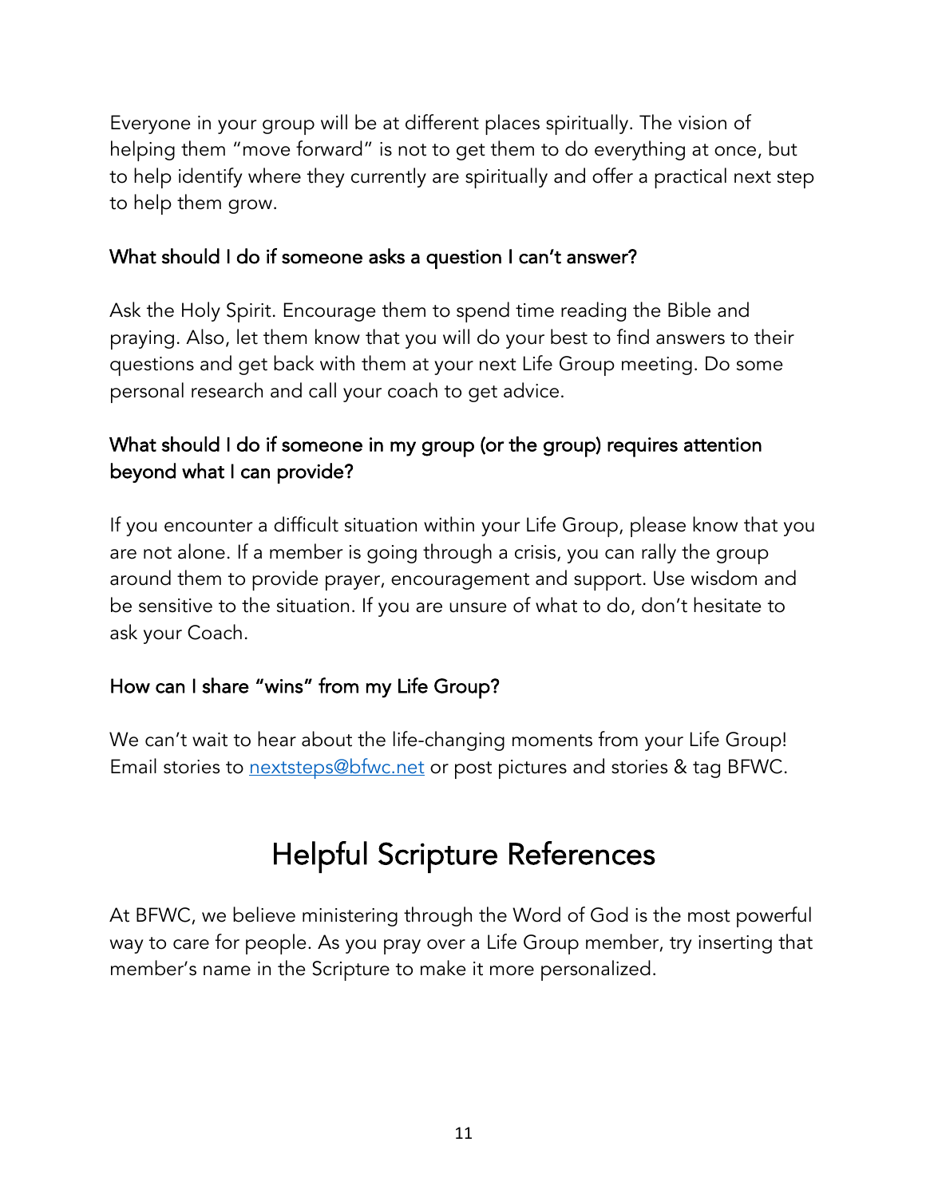Everyone in your group will be at different places spiritually. The vision of helping them "move forward" is not to get them to do everything at once, but to help identify where they currently are spiritually and offer a practical next step to help them grow.

### What should I do if someone asks a question I can't answer?

Ask the Holy Spirit. Encourage them to spend time reading the Bible and praying. Also, let them know that you will do your best to find answers to their questions and get back with them at your next Life Group meeting. Do some personal research and call your coach to get advice.

### What should I do if someone in my group (or the group) requires attention beyond what I can provide?

If you encounter a difficult situation within your Life Group, please know that you are not alone. If a member is going through a crisis, you can rally the group around them to provide prayer, encouragement and support. Use wisdom and be sensitive to the situation. If you are unsure of what to do, don't hesitate to ask your Coach.

### How can I share "wins" from my Life Group?

We can't wait to hear about the life-changing moments from your Life Group! Email stories to [nextsteps@bfwc.net](mailto:nextsteps@bfwc.net) or post pictures and stories & tag BFWC.

## Helpful Scripture References

At BFWC, we believe ministering through the Word of God is the most powerful way to care for people. As you pray over a Life Group member, try inserting that member's name in the Scripture to make it more personalized.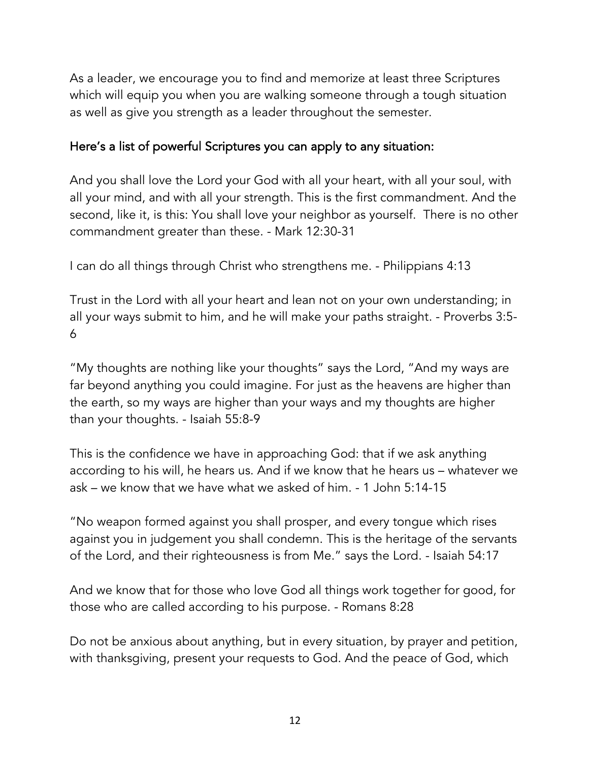As a leader, we encourage you to find and memorize at least three Scriptures which will equip you when you are walking someone through a tough situation as well as give you strength as a leader throughout the semester.

### Here's a list of powerful Scriptures you can apply to any situation:

And you shall love the Lord your God with all your heart, with all your soul, with all your mind, and with all your strength. This is the first commandment. And the second, like it, is this: You shall love your neighbor as yourself. There is no other commandment greater than these. - Mark 12:30-31

I can do all things through Christ who strengthens me. - Philippians 4:13

Trust in the Lord with all your heart and lean not on your own understanding; in all your ways submit to him, and he will make your paths straight. - Proverbs 3:5-6

"My thoughts are nothing like your thoughts" says the Lord, "And my ways are far beyond anything you could imagine. For just as the heavens are higher than the earth, so my ways are higher than your ways and my thoughts are higher than your thoughts. - Isaiah 55:8-9

This is the confidence we have in approaching God: that if we ask anything according to his will, he hears us. And if we know that he hears us – whatever we ask – we know that we have what we asked of him. - 1 John 5:14-15

"No weapon formed against you shall prosper, and every tongue which rises against you in judgement you shall condemn. This is the heritage of the servants of the Lord, and their righteousness is from Me." says the Lord. - Isaiah 54:17

And we know that for those who love God all things work together for good, for those who are called according to his purpose. - Romans 8:28

Do not be anxious about anything, but in every situation, by prayer and petition, with thanksgiving, present your requests to God. And the peace of God, which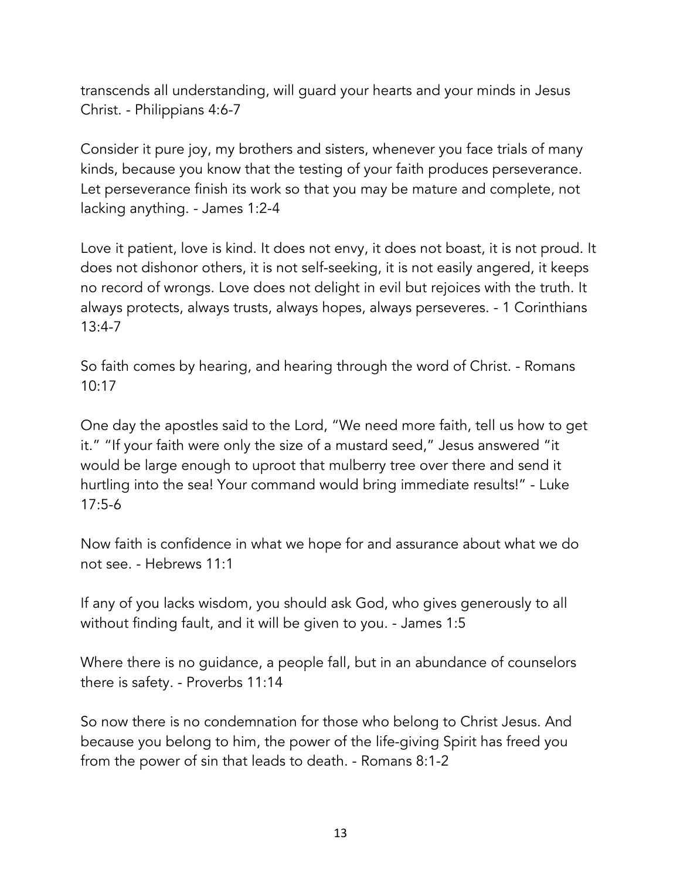transcends all understanding, will guard your hearts and your minds in Jesus Christ. - Philippians 4:6-7

Consider it pure joy, my brothers and sisters, whenever you face trials of many kinds, because you know that the testing of your faith produces perseverance. Let perseverance finish its work so that you may be mature and complete, not lacking anything. - James 1:2-4

Love it patient, love is kind. It does not envy, it does not boast, it is not proud. It does not dishonor others, it is not self-seeking, it is not easily angered, it keeps no record of wrongs. Love does not delight in evil but rejoices with the truth. It always protects, always trusts, always hopes, always perseveres. - 1 Corinthians 13:4-7

So faith comes by hearing, and hearing through the word of Christ. - Romans 10:17

One day the apostles said to the Lord, "We need more faith, tell us how to get it." "If your faith were only the size of a mustard seed," Jesus answered "it would be large enough to uproot that mulberry tree over there and send it hurtling into the sea! Your command would bring immediate results!" - Luke 17:5-6

Now faith is confidence in what we hope for and assurance about what we do not see. - Hebrews 11:1

If any of you lacks wisdom, you should ask God, who gives generously to all without finding fault, and it will be given to you. - James 1:5

Where there is no guidance, a people fall, but in an abundance of counselors there is safety. - Proverbs 11:14

So now there is no condemnation for those who belong to Christ Jesus. And because you belong to him, the power of the life-giving Spirit has freed you from the power of sin that leads to death. - Romans 8:1-2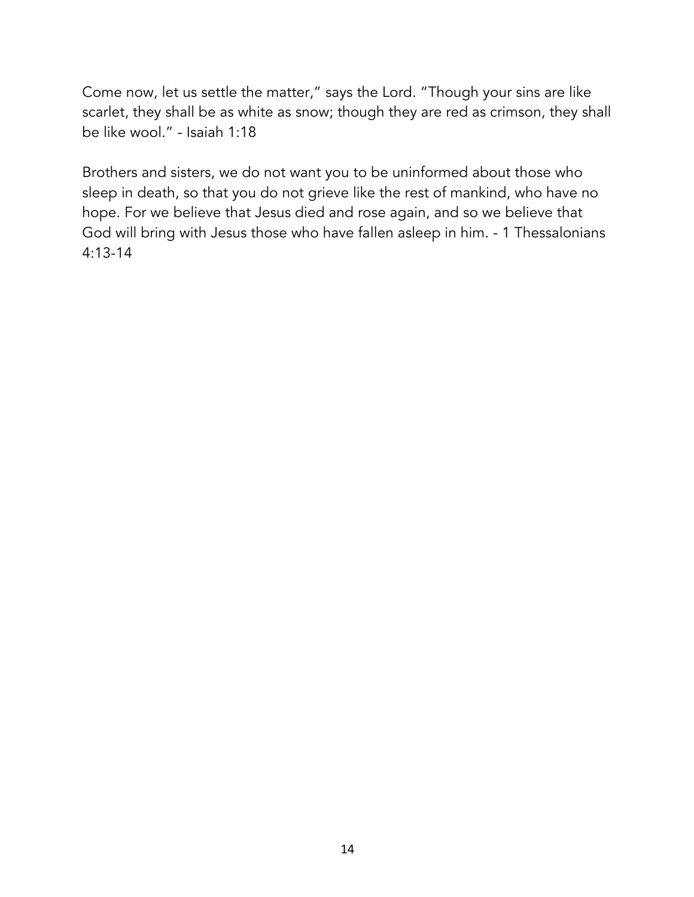Come now, let us settle the matter," says the Lord. "Though your sins are like scarlet, they shall be as white as snow; though they are red as crimson, they shall be like wool." - Isaiah 1:18

Brothers and sisters, we do not want you to be uninformed about those who sleep in death, so that you do not grieve like the rest of mankind, who have no hope. For we believe that Jesus died and rose again, and so we believe that God will bring with Jesus those who have fallen asleep in him. - 1 Thessalonians 4:13-14